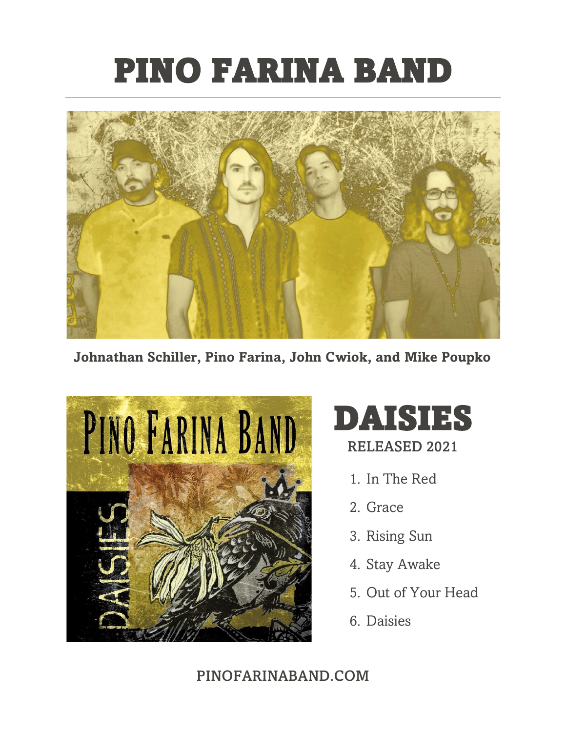# PINO FARINA BAND

**Johnathan Schiller, Pino Farina, John Cwiok, and Mike Poupko**

## DAISIES

**RELEASED 2021**

1. In The Red
2. Grace
3. Rising Sun
4. Stay Awake
5. Out of Your Head
6. Daisies

**PINOFARINABAND.COM**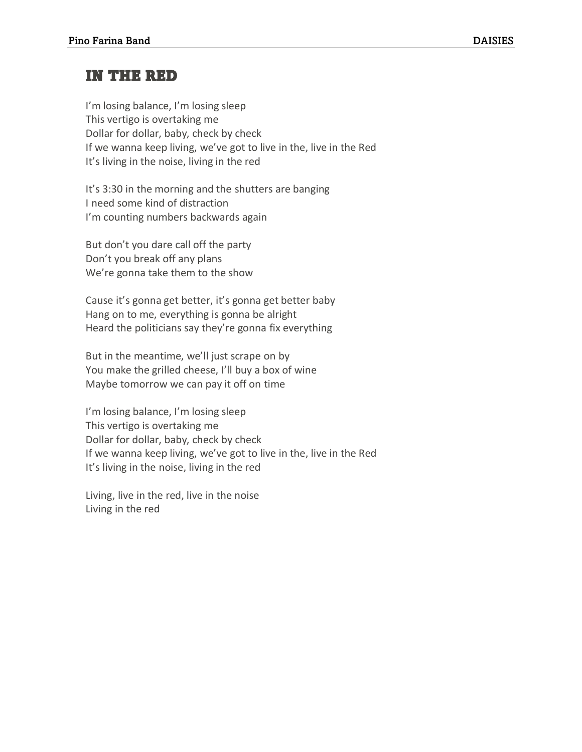# IN THE RED

I'm losing balance, I'm losing sleep
This vertigo is overtaking me
Dollar for dollar, baby, check by check
If we wanna keep living, we've got to live in the, live in the Red
It's living in the noise, living in the red

It's 3:30 in the morning and the shutters are banging
I need some kind of distraction
I'm counting numbers backwards again

But don't you dare call off the party
Don't you break off any plans
We're gonna take them to the show

Cause it's gonna get better, it's gonna get better baby
Hang on to me, everything is gonna be alright
Heard the politicians say they're gonna fix everything

But in the meantime, we'll just scrape on by
You make the grilled cheese, I'll buy a box of wine
Maybe tomorrow we can pay it off on time

I'm losing balance, I'm losing sleep
This vertigo is overtaking me
Dollar for dollar, baby, check by check
If we wanna keep living, we've got to live in the, live in the Red
It's living in the noise, living in the red

Living, live in the red, live in the noise
Living in the red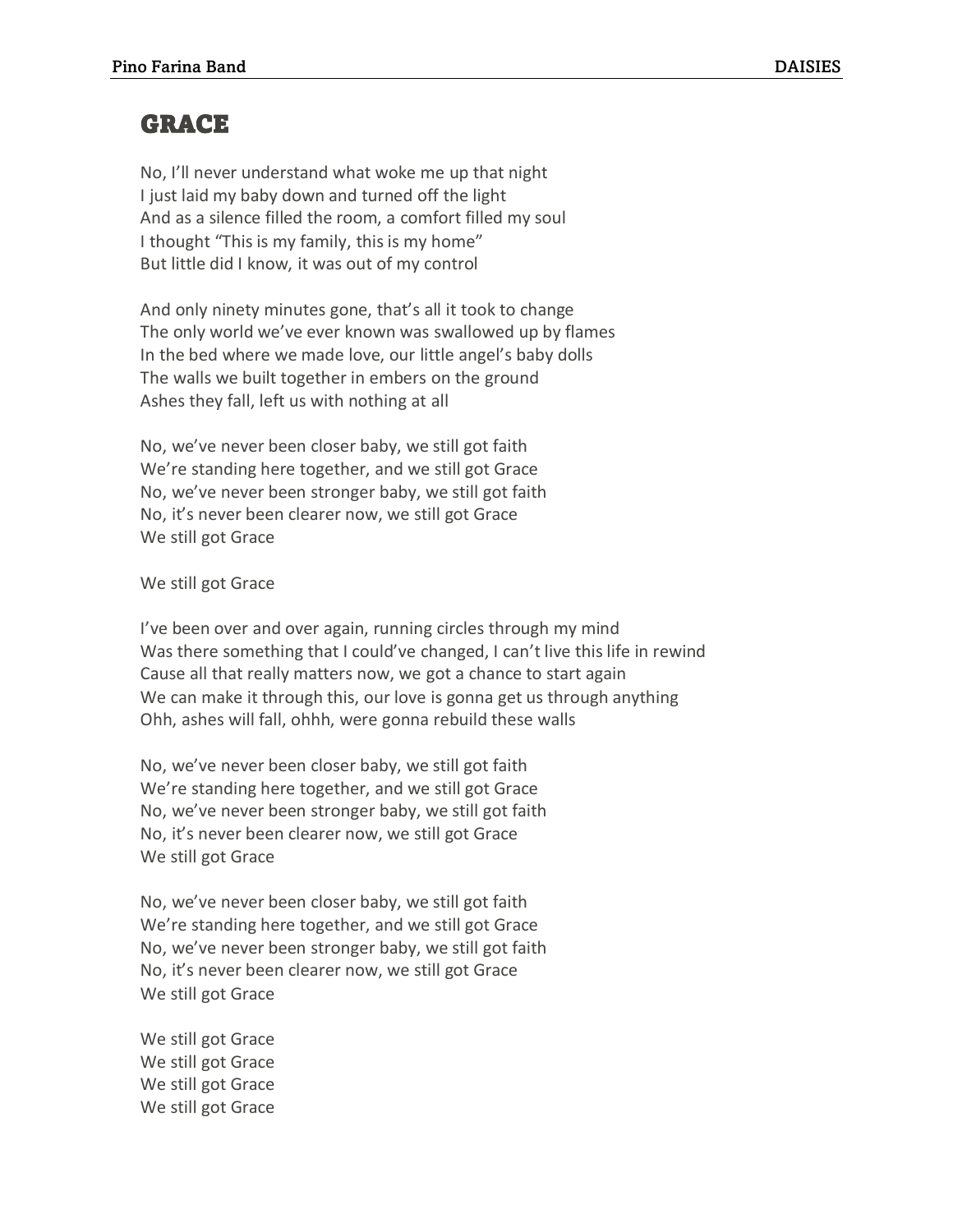# GRACE

No, I'll never understand what woke me up that night
I just laid my baby down and turned off the light
And as a silence filled the room, a comfort filled my soul
I thought "This is my family, this is my home"
But little did I know, it was out of my control

And only ninety minutes gone, that's all it took to change
The only world we've ever known was swallowed up by flames
In the bed where we made love, our little angel's baby dolls
The walls we built together in embers on the ground
Ashes they fall, left us with nothing at all

No, we've never been closer baby, we still got faith
We're standing here together, and we still got Grace
No, we've never been stronger baby, we still got faith
No, it's never been clearer now, we still got Grace
We still got Grace

We still got Grace

I've been over and over again, running circles through my mind
Was there something that I could've changed, I can't live this life in rewind
Cause all that really matters now, we got a chance to start again
We can make it through this, our love is gonna get us through anything
Ohh, ashes will fall, ohhh, were gonna rebuild these walls

No, we've never been closer baby, we still got faith
We're standing here together, and we still got Grace
No, we've never been stronger baby, we still got faith
No, it's never been clearer now, we still got Grace
We still got Grace

No, we've never been closer baby, we still got faith
We're standing here together, and we still got Grace
No, we've never been stronger baby, we still got faith
No, it's never been clearer now, we still got Grace
We still got Grace

We still got Grace
We still got Grace
We still got Grace
We still got Grace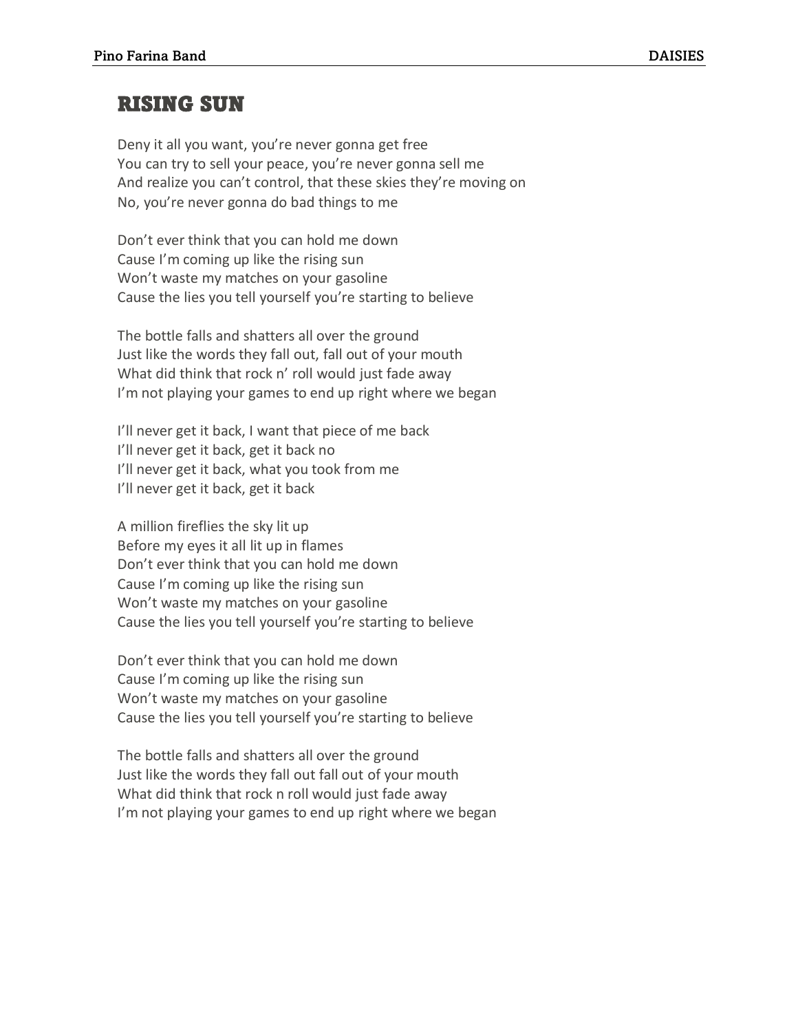## RISING SUN

Deny it all you want, you're never gonna get free
You can try to sell your peace, you're never gonna sell me
And realize you can't control, that these skies they're moving on
No, you're never gonna do bad things to me

Don't ever think that you can hold me down
Cause I'm coming up like the rising sun
Won't waste my matches on your gasoline
Cause the lies you tell yourself you're starting to believe

The bottle falls and shatters all over the ground
Just like the words they fall out, fall out of your mouth
What did think that rock n' roll would just fade away
I'm not playing your games to end up right where we began

I'll never get it back, I want that piece of me back
I'll never get it back, get it back no
I'll never get it back, what you took from me
I'll never get it back, get it back

A million fireflies the sky lit up
Before my eyes it all lit up in flames
Don't ever think that you can hold me down
Cause I'm coming up like the rising sun
Won't waste my matches on your gasoline
Cause the lies you tell yourself you're starting to believe

Don't ever think that you can hold me down
Cause I'm coming up like the rising sun
Won't waste my matches on your gasoline
Cause the lies you tell yourself you're starting to believe

The bottle falls and shatters all over the ground
Just like the words they fall out fall out of your mouth
What did think that rock n roll would just fade away
I'm not playing your games to end up right where we began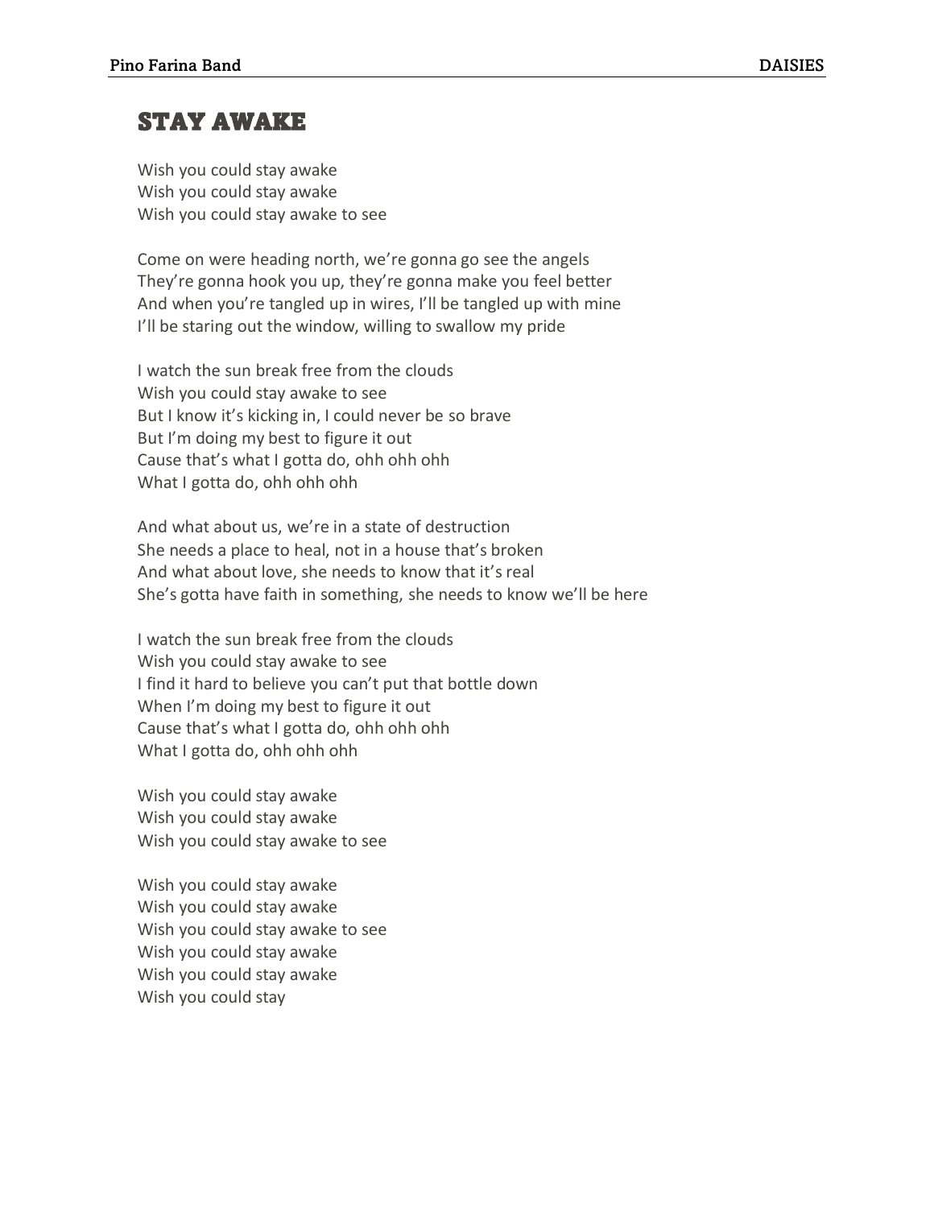# STAY AWAKE

Wish you could stay awake
Wish you could stay awake
Wish you could stay awake to see

Come on were heading north, we're gonna go see the angels
They're gonna hook you up, they're gonna make you feel better
And when you're tangled up in wires, I'll be tangled up with mine
I'll be staring out the window, willing to swallow my pride

I watch the sun break free from the clouds
Wish you could stay awake to see
But I know it's kicking in, I could never be so brave
But I'm doing my best to figure it out
Cause that's what I gotta do, ohh ohh ohh
What I gotta do, ohh ohh ohh

And what about us, we're in a state of destruction
She needs a place to heal, not in a house that's broken
And what about love, she needs to know that it's real
She's gotta have faith in something, she needs to know we'll be here

I watch the sun break free from the clouds
Wish you could stay awake to see
I find it hard to believe you can't put that bottle down
When I'm doing my best to figure it out
Cause that's what I gotta do, ohh ohh ohh
What I gotta do, ohh ohh ohh

Wish you could stay awake
Wish you could stay awake
Wish you could stay awake to see

Wish you could stay awake
Wish you could stay awake
Wish you could stay awake to see
Wish you could stay awake
Wish you could stay awake
Wish you could stay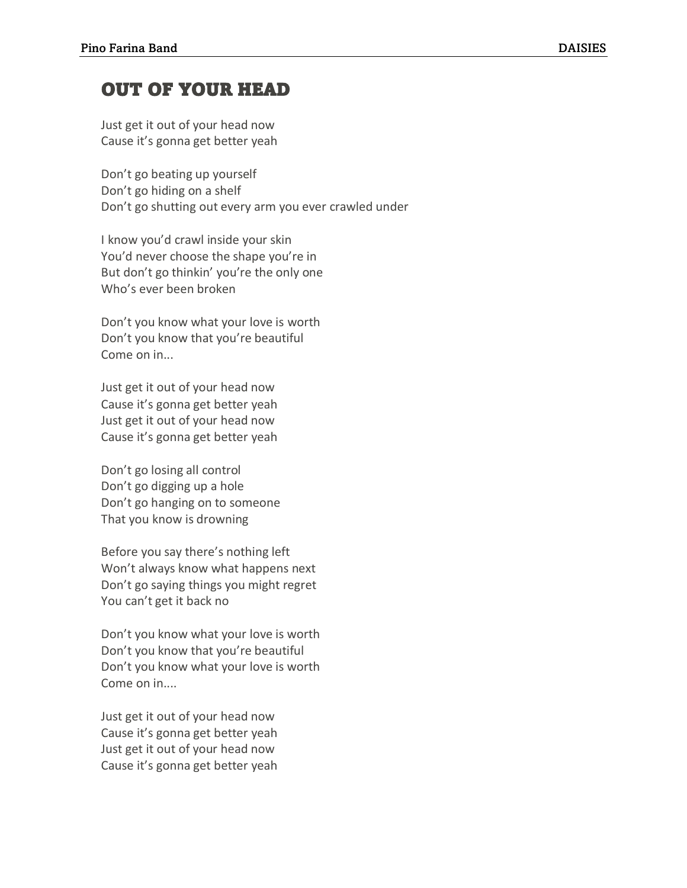# OUT OF YOUR HEAD

Just get it out of your head now
Cause it's gonna get better yeah

Don't go beating up yourself
Don't go hiding on a shelf
Don't go shutting out every arm you ever crawled under

I know you'd crawl inside your skin
You'd never choose the shape you're in
But don't go thinkin' you're the only one
Who's ever been broken

Don't you know what your love is worth
Don't you know that you're beautiful
Come on in...

Just get it out of your head now
Cause it's gonna get better yeah
Just get it out of your head now
Cause it's gonna get better yeah

Don't go losing all control
Don't go digging up a hole
Don't go hanging on to someone
That you know is drowning

Before you say there's nothing left
Won't always know what happens next
Don't go saying things you might regret
You can't get it back no

Don't you know what your love is worth
Don't you know that you're beautiful
Don't you know what your love is worth
Come on in....

Just get it out of your head now
Cause it's gonna get better yeah
Just get it out of your head now
Cause it's gonna get better yeah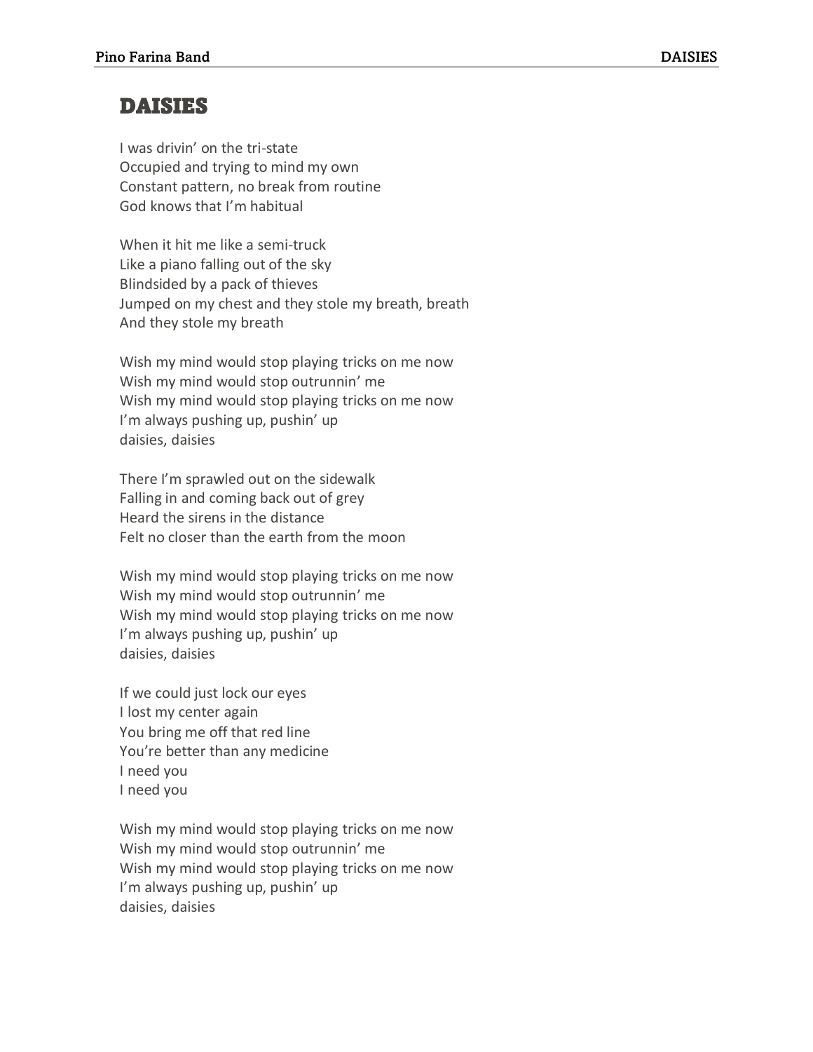# DAISIES

I was drivin' on the tri-state
Occupied and trying to mind my own
Constant pattern, no break from routine
God knows that I'm habitual

When it hit me like a semi-truck
Like a piano falling out of the sky
Blindsided by a pack of thieves
Jumped on my chest and they stole my breath, breath
And they stole my breath

Wish my mind would stop playing tricks on me now
Wish my mind would stop outrunnin' me
Wish my mind would stop playing tricks on me now
I'm always pushing up, pushin' up
daisies, daisies

There I'm sprawled out on the sidewalk
Falling in and coming back out of grey
Heard the sirens in the distance
Felt no closer than the earth from the moon

Wish my mind would stop playing tricks on me now
Wish my mind would stop outrunnin' me
Wish my mind would stop playing tricks on me now
I'm always pushing up, pushin' up
daisies, daisies

If we could just lock our eyes
I lost my center again
You bring me off that red line
You're better than any medicine
I need you
I need you

Wish my mind would stop playing tricks on me now
Wish my mind would stop outrunnin' me
Wish my mind would stop playing tricks on me now
I'm always pushing up, pushin' up
daisies, daisies